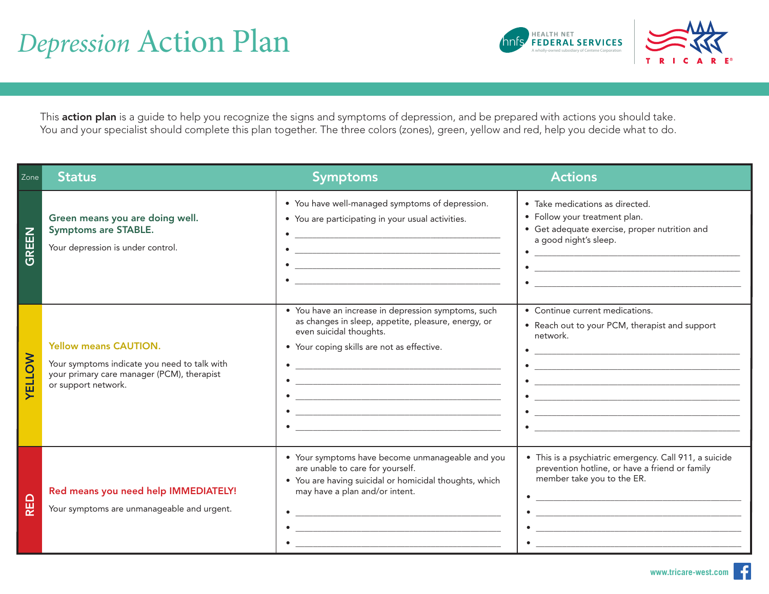# *Depression* Action Plan

HEALTH NET FEDERAL SERVICES — A wholly-owned subsidiary of Centene Corporation

TRICARE®

This **action plan** is a guide to help you recognize the signs and symptoms of depression, and be prepared with actions you should take. You and your specialist should complete this plan together. The three colors (zones), green, yellow and red, help you decide what to do.

| Zone | Status | Symptoms | Actions |
|---|---|---|---|
| GREEN | **Green means you are doing well. Symptoms are STABLE.**<br><br>Your depression is under control. | • You have well-managed symptoms of depression.<br>• You are participating in your usual activities.<br>• ____________<br>• ____________<br>• ____________<br>• ____________ | • Take medications as directed.<br>• Follow your treatment plan.<br>• Get adequate exercise, proper nutrition and a good night's sleep.<br>• ____________<br>• ____________<br>• ____________ |
| YELLOW | **Yellow means CAUTION.**<br><br>Your symptoms indicate you need to talk with your primary care manager (PCM), therapist or support network. | • You have an increase in depression symptoms, such as changes in sleep, appetite, pleasure, energy, or even suicidal thoughts.<br>• Your coping skills are not as effective.<br>• ____________<br>• ____________<br>• ____________<br>• ____________<br>• ____________ | • Continue current medications.<br>• Reach out to your PCM, therapist and support network.<br>• ____________<br>• ____________<br>• ____________<br>• ____________<br>• ____________<br>• ____________ |
| RED | **Red means you need help IMMEDIATELY!**<br><br>Your symptoms are unmanageable and urgent. | • Your symptoms have become unmanageable and you are unable to care for yourself.<br>• You are having suicidal or homicidal thoughts, which may have a plan and/or intent.<br>• ____________<br>• ____________<br>• ____________ | • This is a psychiatric emergency. Call 911, a suicide prevention hotline, or have a friend or family member take you to the ER.<br>• ____________<br>• ____________<br>• ____________<br>• ____________ |

www.tricare-west.com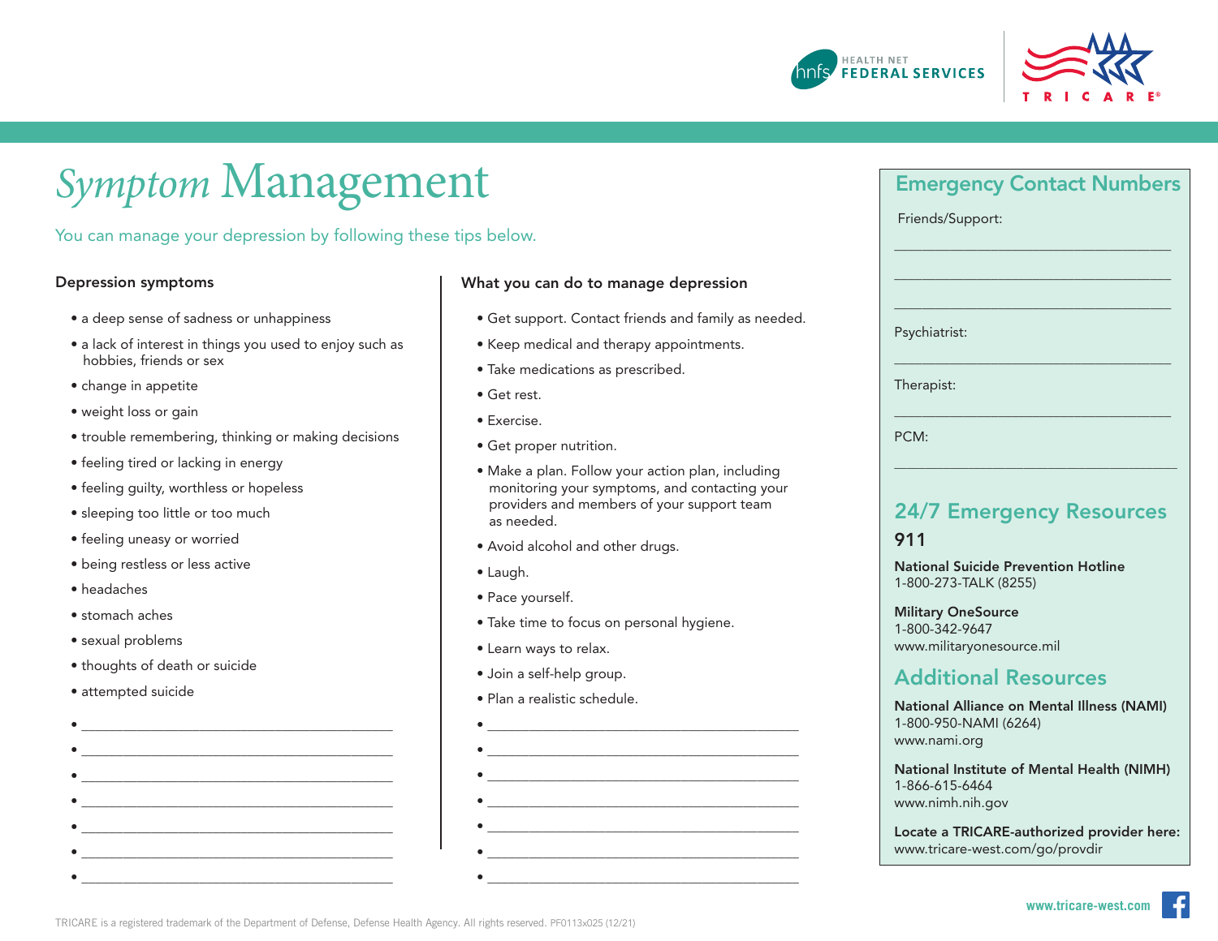# *Symptom* Management

You can manage your depression by following these tips below.

### Depression symptoms

- a deep sense of sadness or unhappiness
- a lack of interest in things you used to enjoy such as hobbies, friends or sex
- change in appetite
- weight loss or gain
- trouble remembering, thinking or making decisions
- feeling tired or lacking in energy
- feeling guilty, worthless or hopeless
- sleeping too little or too much
- feeling uneasy or worried
- being restless or less active
- headaches
- stomach aches
- sexual problems
- thoughts of death or suicide
- attempted suicide
- ______________________________
- ______________________________
- ______________________________
- ______________________________
- ______________________________
- ______________________________
- ______________________________

### What you can do to manage depression

- Get support. Contact friends and family as needed.
- Keep medical and therapy appointments.
- Take medications as prescribed.
- Get rest.
- Exercise.
- Get proper nutrition.
- Make a plan. Follow your action plan, including monitoring your symptoms, and contacting your providers and members of your support team as needed.
- Avoid alcohol and other drugs.
- Laugh.
- Pace yourself.
- Take time to focus on personal hygiene.
- Learn ways to relax.
- Join a self-help group.
- Plan a realistic schedule.
- ______________________________
- ______________________________
- ______________________________
- ______________________________
- ______________________________
- ______________________________
- ______________________________

## Emergency Contact Numbers

Friends/Support:

______________________________

______________________________

______________________________

Psychiatrist:

______________________________

Therapist:

______________________________

PCM:

______________________________

## 24/7 Emergency Resources

**911**

**National Suicide Prevention Hotline**
1-800-273-TALK (8255)

**Military OneSource**
1-800-342-9647
www.militaryonesource.mil

## Additional Resources

**National Alliance on Mental Illness (NAMI)**
1-800-950-NAMI (6264)
www.nami.org

**National Institute of Mental Health (NIMH)**
1-866-615-6464
www.nimh.nih.gov

**Locate a TRICARE-authorized provider here:**
www.tricare-west.com/go/provdir

www.tricare-west.com

TRICARE is a registered trademark of the Department of Defense, Defense Health Agency. All rights reserved. PF0113x025 (12/21)